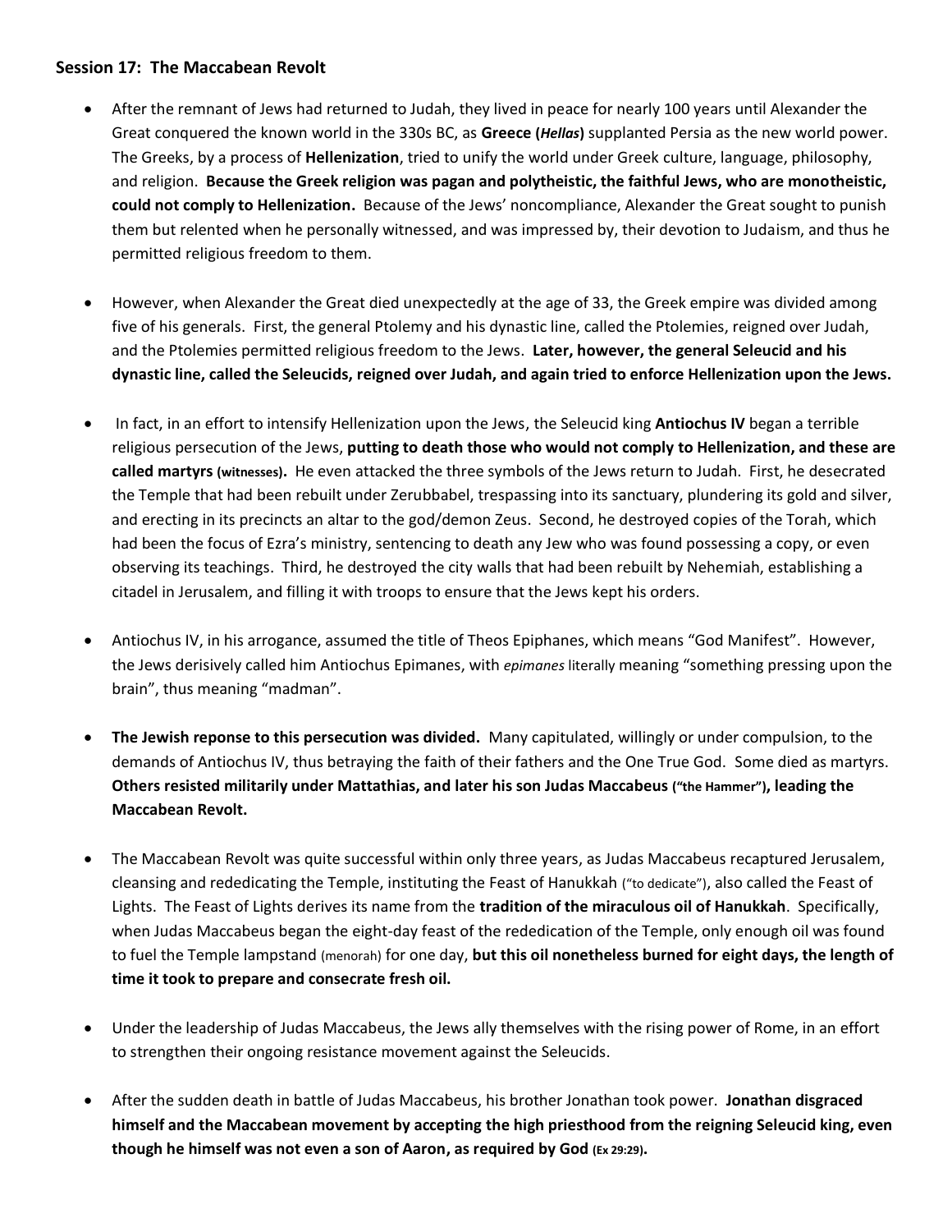### Session 17: The Maccabean Revolt

- After the remnant of Jews had returned to Judah, they lived in peace for nearly 100 years until Alexander the Great conquered the known world in the 330s BC, as **Greece (*Hellas*)** supplanted Persia as the new world power. The Greeks, by a process of **Hellenization**, tried to unify the world under Greek culture, language, philosophy, and religion. **Because the Greek religion was pagan and polytheistic, the faithful Jews, who are monotheistic, could not comply to Hellenization.** Because of the Jews' noncompliance, Alexander the Great sought to punish them but relented when he personally witnessed, and was impressed by, their devotion to Judaism, and thus he permitted religious freedom to them.

- However, when Alexander the Great died unexpectedly at the age of 33, the Greek empire was divided among five of his generals. First, the general Ptolemy and his dynastic line, called the Ptolemies, reigned over Judah, and the Ptolemies permitted religious freedom to the Jews. **Later, however, the general Seleucid and his dynastic line, called the Seleucids, reigned over Judah, and again tried to enforce Hellenization upon the Jews.**

- In fact, in an effort to intensify Hellenization upon the Jews, the Seleucid king **Antiochus IV** began a terrible religious persecution of the Jews, **putting to death those who would not comply to Hellenization, and these are called martyrs (witnesses).** He even attacked the three symbols of the Jews return to Judah. First, he desecrated the Temple that had been rebuilt under Zerubbabel, trespassing into its sanctuary, plundering its gold and silver, and erecting in its precincts an altar to the god/demon Zeus. Second, he destroyed copies of the Torah, which had been the focus of Ezra's ministry, sentencing to death any Jew who was found possessing a copy, or even observing its teachings. Third, he destroyed the city walls that had been rebuilt by Nehemiah, establishing a citadel in Jerusalem, and filling it with troops to ensure that the Jews kept his orders.

- Antiochus IV, in his arrogance, assumed the title of Theos Epiphanes, which means "God Manifest". However, the Jews derisively called him Antiochus Epimanes, with *epimanes* literally meaning "something pressing upon the brain", thus meaning "madman".

- **The Jewish reponse to this persecution was divided.** Many capitulated, willingly or under compulsion, to the demands of Antiochus IV, thus betraying the faith of their fathers and the One True God. Some died as martyrs. **Others resisted militarily under Mattathias, and later his son Judas Maccabeus ("the Hammer"), leading the Maccabean Revolt.**

- The Maccabean Revolt was quite successful within only three years, as Judas Maccabeus recaptured Jerusalem, cleansing and rededicating the Temple, instituting the Feast of Hanukkah ("to dedicate"), also called the Feast of Lights. The Feast of Lights derives its name from the **tradition of the miraculous oil of Hanukkah**. Specifically, when Judas Maccabeus began the eight-day feast of the rededication of the Temple, only enough oil was found to fuel the Temple lampstand (menorah) for one day, **but this oil nonetheless burned for eight days, the length of time it took to prepare and consecrate fresh oil.**

- Under the leadership of Judas Maccabeus, the Jews ally themselves with the rising power of Rome, in an effort to strengthen their ongoing resistance movement against the Seleucids.

- After the sudden death in battle of Judas Maccabeus, his brother Jonathan took power. **Jonathan disgraced himself and the Maccabean movement by accepting the high priesthood from the reigning Seleucid king, even though he himself was not even a son of Aaron, as required by God (Ex 29:29).**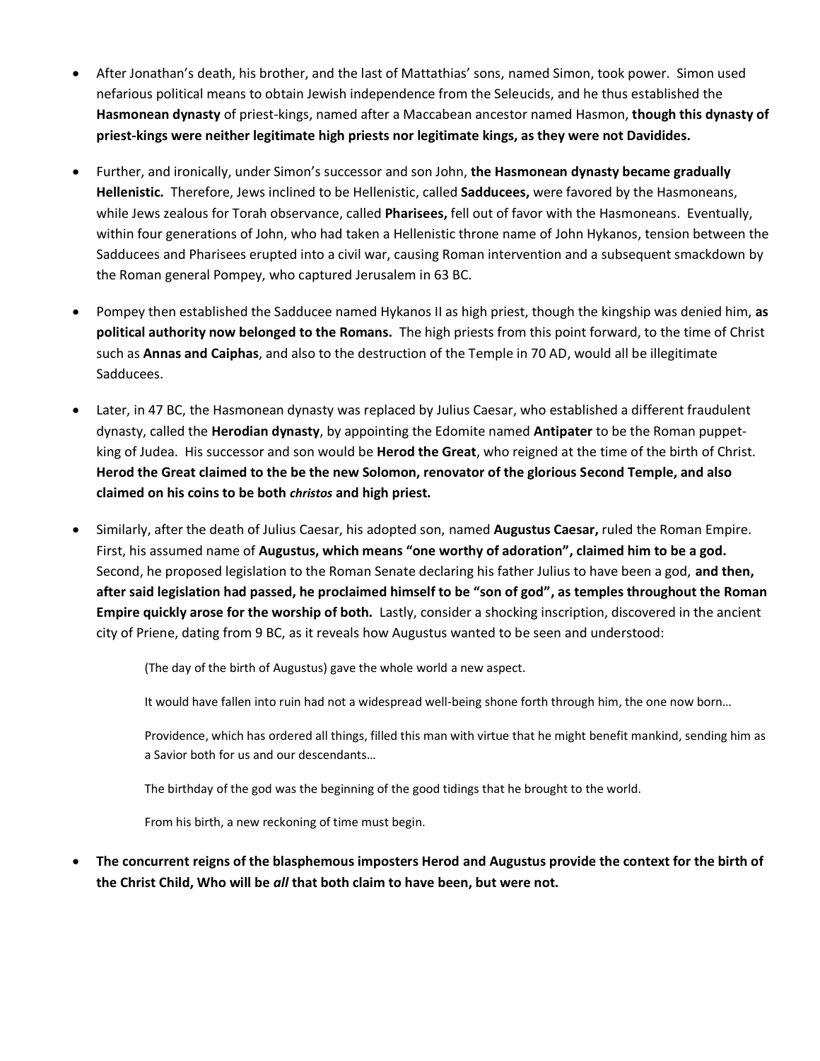- After Jonathan's death, his brother, and the last of Mattathias' sons, named Simon, took power. Simon used nefarious political means to obtain Jewish independence from the Seleucids, and he thus established the **Hasmonean dynasty** of priest-kings, named after a Maccabean ancestor named Hasmon, **though this dynasty of priest-kings were neither legitimate high priests nor legitimate kings, as they were not Davidides.**

- Further, and ironically, under Simon's successor and son John, **the Hasmonean dynasty became gradually Hellenistic.** Therefore, Jews inclined to be Hellenistic, called **Sadducees,** were favored by the Hasmoneans, while Jews zealous for Torah observance, called **Pharisees,** fell out of favor with the Hasmoneans. Eventually, within four generations of John, who had taken a Hellenistic throne name of John Hykanos, tension between the Sadducees and Pharisees erupted into a civil war, causing Roman intervention and a subsequent smackdown by the Roman general Pompey, who captured Jerusalem in 63 BC.

- Pompey then established the Sadducee named Hykanos II as high priest, though the kingship was denied him, **as political authority now belonged to the Romans.** The high priests from this point forward, to the time of Christ such as **Annas and Caiphas**, and also to the destruction of the Temple in 70 AD, would all be illegitimate Sadducees.

- Later, in 47 BC, the Hasmonean dynasty was replaced by Julius Caesar, who established a different fraudulent dynasty, called the **Herodian dynasty**, by appointing the Edomite named **Antipater** to be the Roman puppet-king of Judea. His successor and son would be **Herod the Great**, who reigned at the time of the birth of Christ. **Herod the Great claimed to the be the new Solomon, renovator of the glorious Second Temple, and also claimed on his coins to be both *christos* and high priest.**

- Similarly, after the death of Julius Caesar, his adopted son, named **Augustus Caesar,** ruled the Roman Empire. First, his assumed name of **Augustus, which means "one worthy of adoration", claimed him to be a god.** Second, he proposed legislation to the Roman Senate declaring his father Julius to have been a god, **and then, after said legislation had passed, he proclaimed himself to be "son of god", as temples throughout the Roman Empire quickly arose for the worship of both.** Lastly, consider a shocking inscription, discovered in the ancient city of Priene, dating from 9 BC, as it reveals how Augustus wanted to be seen and understood:

  > (The day of the birth of Augustus) gave the whole world a new aspect.
  >
  > It would have fallen into ruin had not a widespread well-being shone forth through him, the one now born…
  >
  > Providence, which has ordered all things, filled this man with virtue that he might benefit mankind, sending him as a Savior both for us and our descendants…
  >
  > The birthday of the god was the beginning of the good tidings that he brought to the world.
  >
  > From his birth, a new reckoning of time must begin.

- **The concurrent reigns of the blasphemous imposters Herod and Augustus provide the context for the birth of the Christ Child, Who will be *all* that both claim to have been, but were not.**